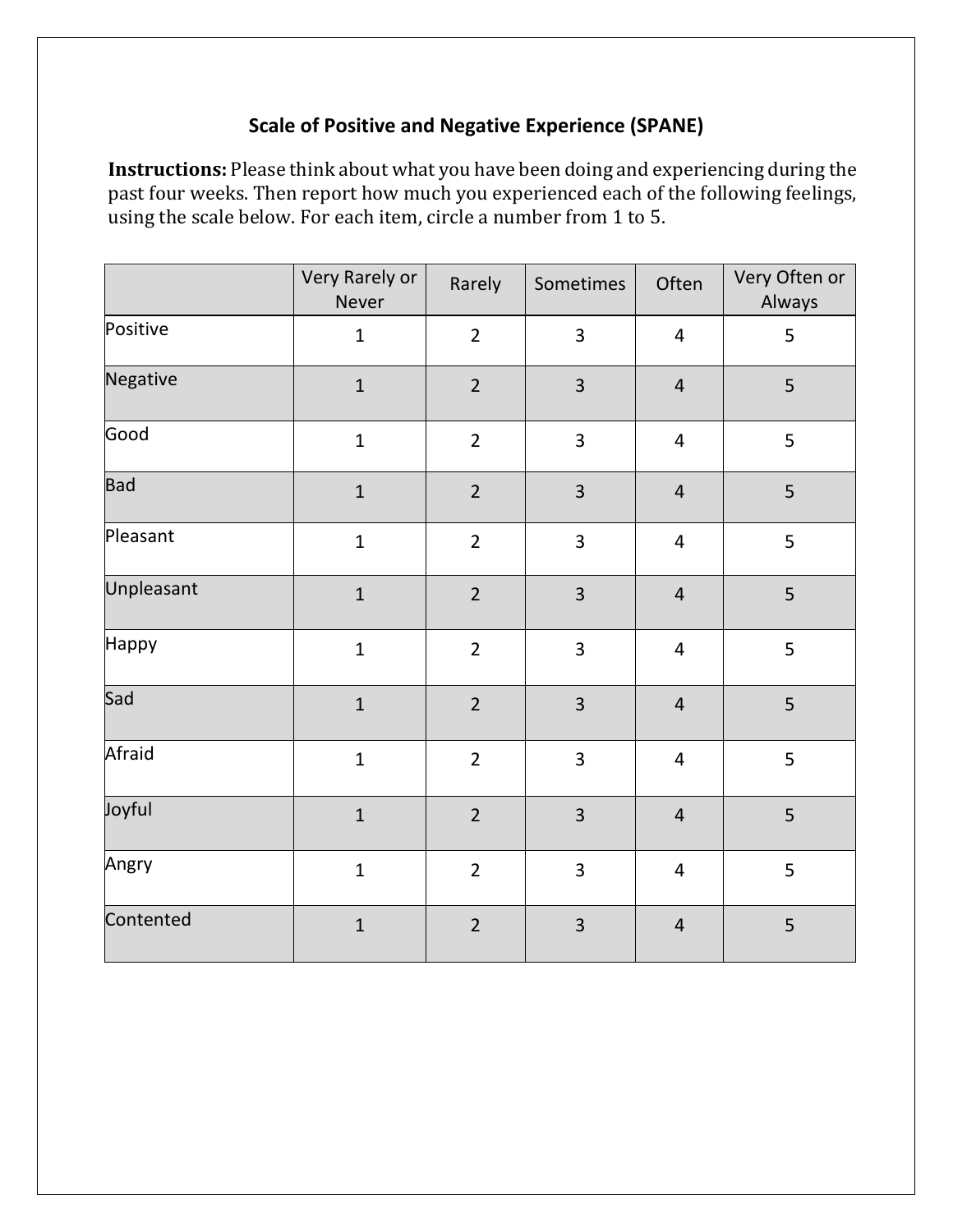## Scale of Positive and Negative Experience (SPANE)

**Instructions:** Please think about what you have been doing and experiencing during the past four weeks. Then report how much you experienced each of the following feelings, using the scale below. For each item, circle a number from 1 to 5.

| | Very Rarely or Never | Rarely | Sometimes | Often | Very Often or Always |
|---|---|---|---|---|---|
| Positive | 1 | 2 | 3 | 4 | 5 |
| Negative | 1 | 2 | 3 | 4 | 5 |
| Good | 1 | 2 | 3 | 4 | 5 |
| Bad | 1 | 2 | 3 | 4 | 5 |
| Pleasant | 1 | 2 | 3 | 4 | 5 |
| Unpleasant | 1 | 2 | 3 | 4 | 5 |
| Happy | 1 | 2 | 3 | 4 | 5 |
| Sad | 1 | 2 | 3 | 4 | 5 |
| Afraid | 1 | 2 | 3 | 4 | 5 |
| Joyful | 1 | 2 | 3 | 4 | 5 |
| Angry | 1 | 2 | 3 | 4 | 5 |
| Contented | 1 | 2 | 3 | 4 | 5 |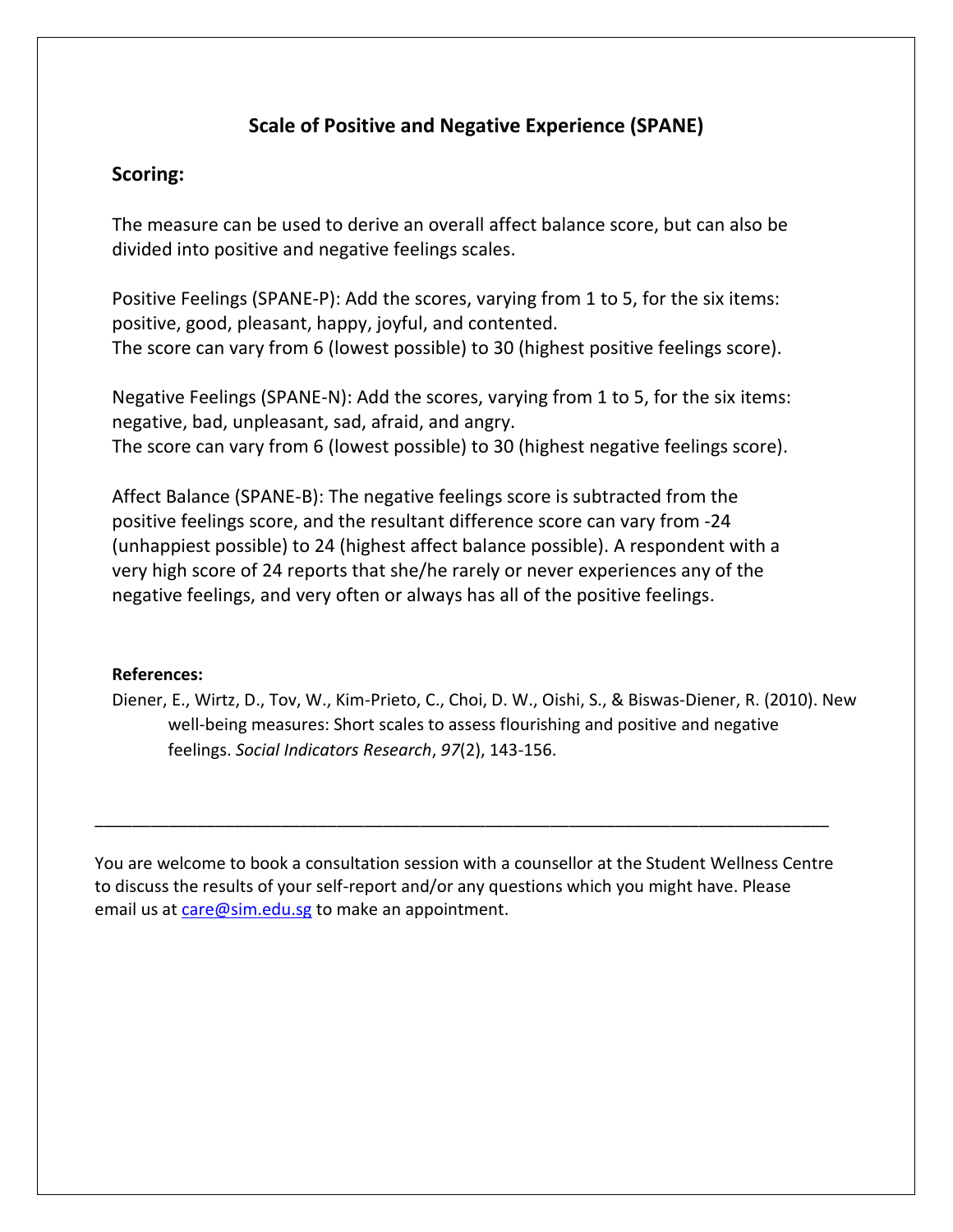## Scale of Positive and Negative Experience (SPANE)

### Scoring:

The measure can be used to derive an overall affect balance score, but can also be divided into positive and negative feelings scales.

Positive Feelings (SPANE-P): Add the scores, varying from 1 to 5, for the six items: positive, good, pleasant, happy, joyful, and contented.
The score can vary from 6 (lowest possible) to 30 (highest positive feelings score).

Negative Feelings (SPANE-N): Add the scores, varying from 1 to 5, for the six items: negative, bad, unpleasant, sad, afraid, and angry.
The score can vary from 6 (lowest possible) to 30 (highest negative feelings score).

Affect Balance (SPANE-B): The negative feelings score is subtracted from the positive feelings score, and the resultant difference score can vary from -24 (unhappiest possible) to 24 (highest affect balance possible). A respondent with a very high score of 24 reports that she/he rarely or never experiences any of the negative feelings, and very often or always has all of the positive feelings.

**References:**

Diener, E., Wirtz, D., Tov, W., Kim-Prieto, C., Choi, D. W., Oishi, S., & Biswas-Diener, R. (2010). New well-being measures: Short scales to assess flourishing and positive and negative feelings. *Social Indicators Research*, *97*(2), 143-156.

---

You are welcome to book a consultation session with a counsellor at the Student Wellness Centre to discuss the results of your self-report and/or any questions which you might have. Please email us at care@sim.edu.sg to make an appointment.